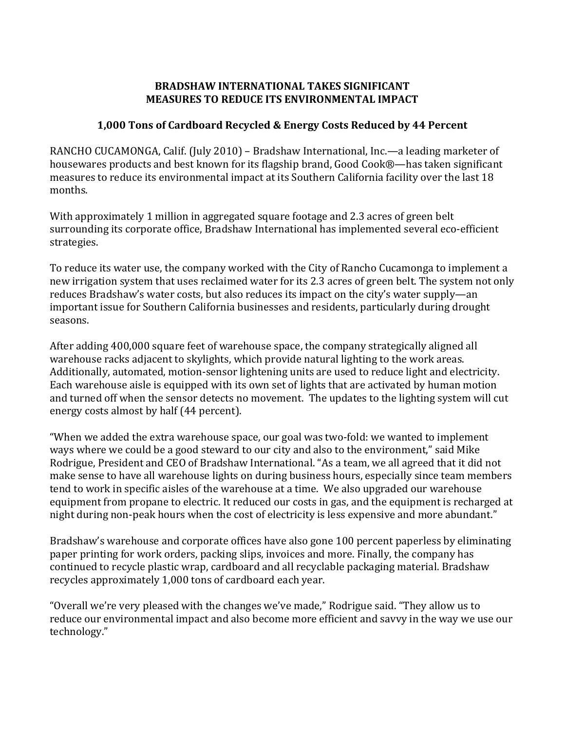# BRADSHAW INTERNATIONAL TAKES SIGNIFICANT MEASURES TO REDUCE ITS ENVIRONMENTAL IMPACT

## 1,000 Tons of Cardboard Recycled & Energy Costs Reduced by 44 Percent

RANCHO CUCAMONGA, Calif. (July 2010) – Bradshaw International, Inc.—a leading marketer of housewares products and best known for its flagship brand, Good Cook®—has taken significant measures to reduce its environmental impact at its Southern California facility over the last 18 months.

With approximately 1 million in aggregated square footage and 2.3 acres of green belt surrounding its corporate office, Bradshaw International has implemented several eco-efficient strategies.

To reduce its water use, the company worked with the City of Rancho Cucamonga to implement a new irrigation system that uses reclaimed water for its 2.3 acres of green belt. The system not only reduces Bradshaw's water costs, but also reduces its impact on the city's water supply—an important issue for Southern California businesses and residents, particularly during drought seasons.

After adding 400,000 square feet of warehouse space, the company strategically aligned all warehouse racks adjacent to skylights, which provide natural lighting to the work areas. Additionally, automated, motion-sensor lightening units are used to reduce light and electricity. Each warehouse aisle is equipped with its own set of lights that are activated by human motion and turned off when the sensor detects no movement. The updates to the lighting system will cut energy costs almost by half (44 percent).

"When we added the extra warehouse space, our goal was two-fold: we wanted to implement ways where we could be a good steward to our city and also to the environment," said Mike Rodrigue, President and CEO of Bradshaw International. "As a team, we all agreed that it did not make sense to have all warehouse lights on during business hours, especially since team members tend to work in specific aisles of the warehouse at a time. We also upgraded our warehouse equipment from propane to electric. It reduced our costs in gas, and the equipment is recharged at night during non-peak hours when the cost of electricity is less expensive and more abundant."

Bradshaw's warehouse and corporate offices have also gone 100 percent paperless by eliminating paper printing for work orders, packing slips, invoices and more. Finally, the company has continued to recycle plastic wrap, cardboard and all recyclable packaging material. Bradshaw recycles approximately 1,000 tons of cardboard each year.

"Overall we're very pleased with the changes we've made," Rodrigue said. "They allow us to reduce our environmental impact and also become more efficient and savvy in the way we use our technology."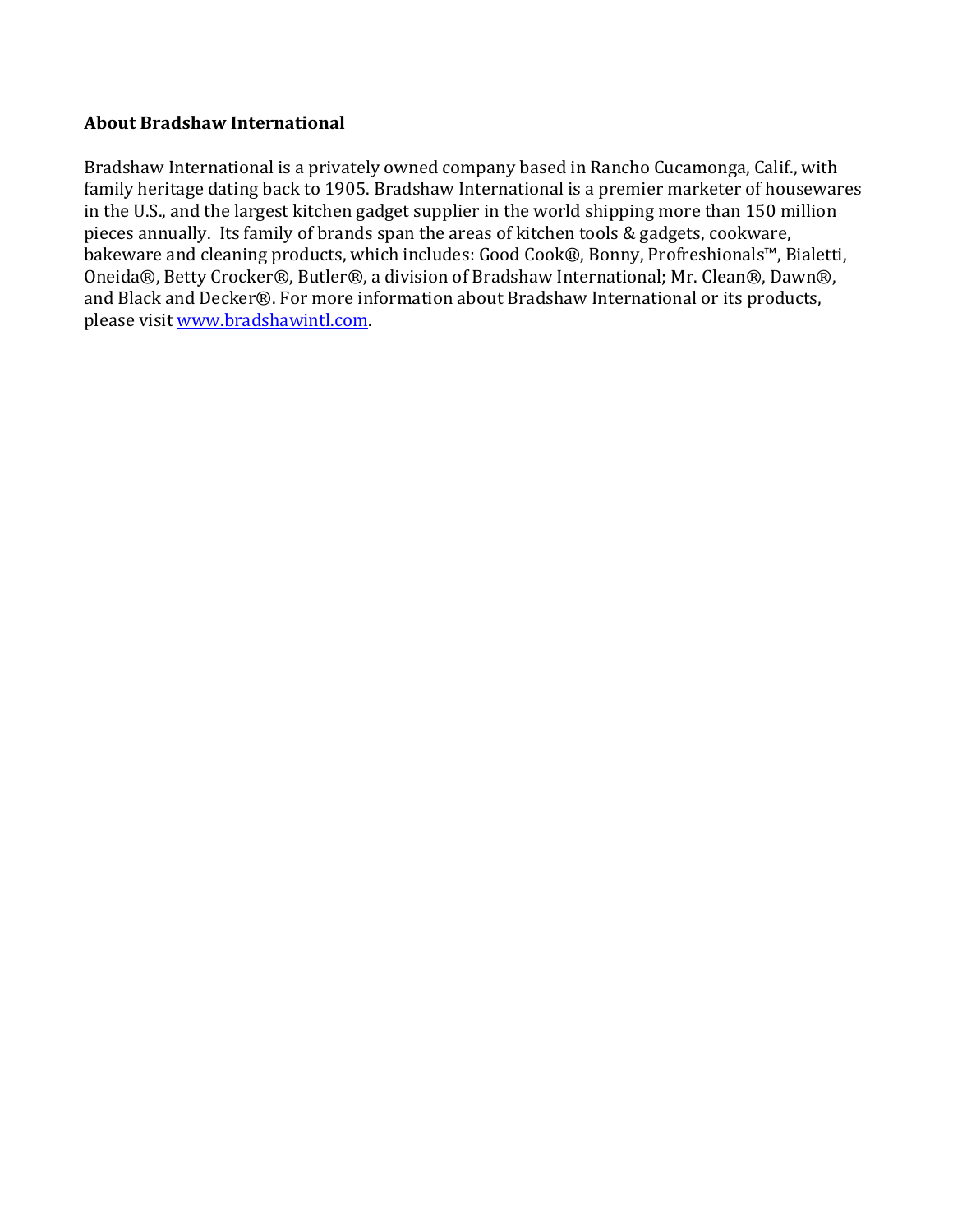**About Bradshaw International**

Bradshaw International is a privately owned company based in Rancho Cucamonga, Calif., with family heritage dating back to 1905. Bradshaw International is a premier marketer of housewares in the U.S., and the largest kitchen gadget supplier in the world shipping more than 150 million pieces annually. Its family of brands span the areas of kitchen tools & gadgets, cookware, bakeware and cleaning products, which includes: Good Cook®, Bonny, Profreshionals™, Bialetti, Oneida®, Betty Crocker®, Butler®, a division of Bradshaw International; Mr. Clean®, Dawn®, and Black and Decker®. For more information about Bradshaw International or its products, please visit [www.bradshawintl.com](http://www.bradshawintl.com).